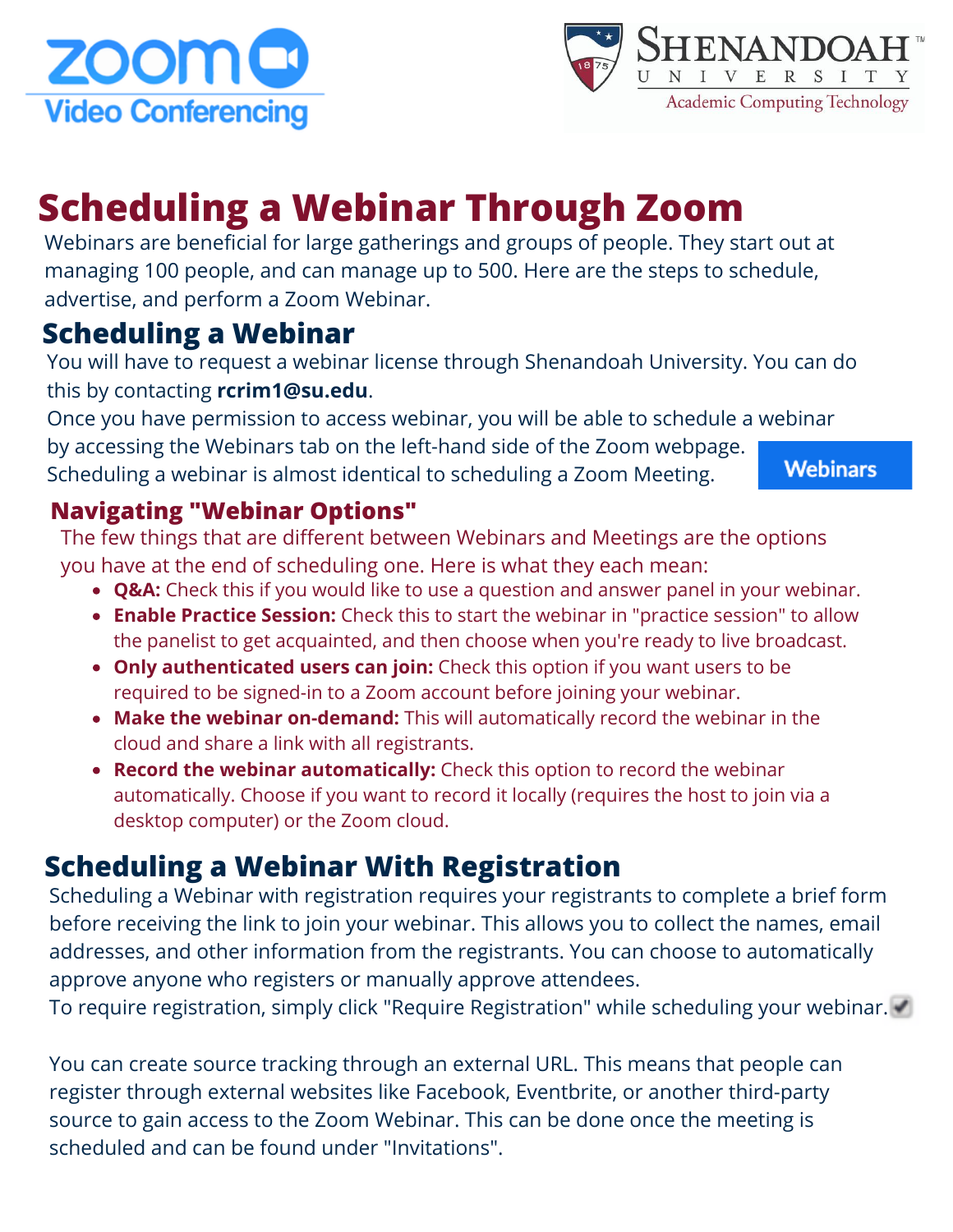# Scheduling a Webinar Through Zoom

Webinars are beneficial for large gatherings and groups of people. They start out at managing 100 people, and can manage up to 500. Here are the steps to schedule, advertise, and perform a Zoom Webinar.

## Scheduling a Webinar

You will have to request a webinar license through Shenandoah University. You can do this by contacting **rcrim1@su.edu**.

Once you have permission to access webinar, you will be able to schedule a webinar by accessing the Webinars tab on the left-hand side of the Zoom webpage. Scheduling a webinar is almost identical to scheduling a Zoom Meeting.

Webinars

### Navigating "Webinar Options"

The few things that are different between Webinars and Meetings are the options you have at the end of scheduling one. Here is what they each mean:

- **Q&A:** Check this if you would like to use a question and answer panel in your webinar.
- **Enable Practice Session:** Check this to start the webinar in "practice session" to allow the panelist to get acquainted, and then choose when you're ready to live broadcast.
- **Only authenticated users can join:** Check this option if you want users to be required to be signed-in to a Zoom account before joining your webinar.
- **Make the webinar on-demand:** This will automatically record the webinar in the cloud and share a link with all registrants.
- **Record the webinar automatically:** Check this option to record the webinar automatically. Choose if you want to record it locally (requires the host to join via a desktop computer) or the Zoom cloud.

## Scheduling a Webinar With Registration

Scheduling a Webinar with registration requires your registrants to complete a brief form before receiving the link to join your webinar. This allows you to collect the names, email addresses, and other information from the registrants. You can choose to automatically approve anyone who registers or manually approve attendees.

To require registration, simply click "Require Registration" while scheduling your webinar. ✔

You can create source tracking through an external URL. This means that people can register through external websites like Facebook, Eventbrite, or another third-party source to gain access to the Zoom Webinar. This can be done once the meeting is scheduled and can be found under "Invitations".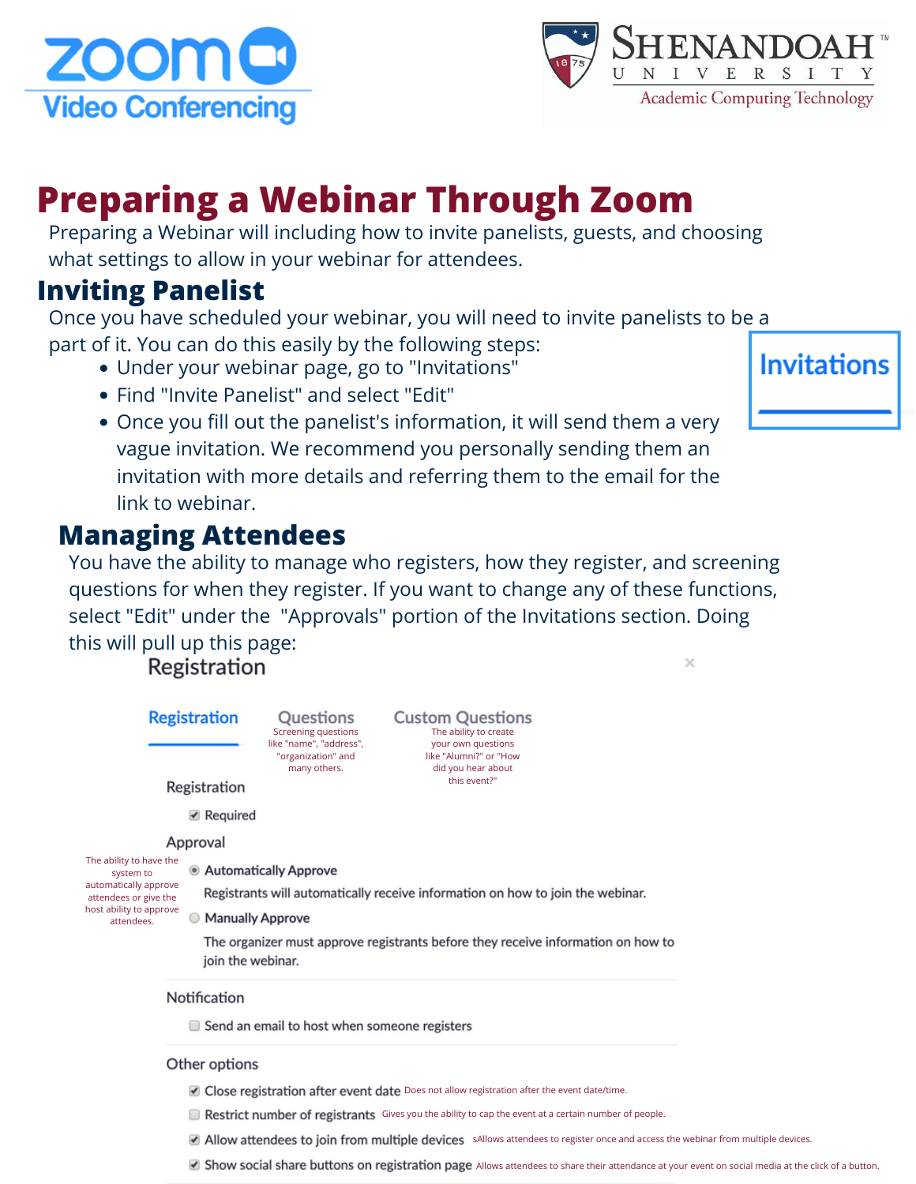Zoom Video Conferencing

Shenandoah University — Academic Computing Technology

# Preparing a Webinar Through Zoom

Preparing a Webinar will including how to invite panelists, guests, and choosing what settings to allow in your webinar for attendees.

## Inviting Panelist

Once you have scheduled your webinar, you will need to invite panelists to be a part of it. You can do this easily by the following steps:

- Under your webinar page, go to "Invitations"
- Find "Invite Panelist" and select "Edit"
- Once you fill out the panelist's information, it will send them a very vague invitation. We recommend you personally sending them an invitation with more details and referring them to the email for the link to webinar.

Invitations

## Managing Attendees

You have the ability to manage who registers, how they register, and screening questions for when they register. If you want to change any of these functions, select "Edit" under the "Approvals" portion of the Invitations section. Doing this will pull up this page:

Registration

Registration | Questions | Custom Questions

Questions: Screening questions like "name", "address", "organization" and many others.

Custom Questions: The ability to create your own questions like "Alumni?" or "How did you hear about this event?"

Registration

- [x] Required

Approval

The ability to have the system to automatically approve attendees or give the host ability to approve attendees.

- (●) Automatically Approve
  Registrants will automatically receive information on how to join the webinar.
- ( ) Manually Approve
  The organizer must approve registrants before they receive information on how to join the webinar.

Notification

- [ ] Send an email to host when someone registers

Other options

- [x] Close registration after event date — Does not allow registration after the event date/time.
- [ ] Restrict number of registrants — Gives you the ability to cap the event at a certain number of people.
- [x] Allow attendees to join from multiple devices — sAllows attendees to register once and access the webinar from multiple devices.
- [x] Show social share buttons on registration page — Allows attendees to share their attendance at your event on social media at the click of a button.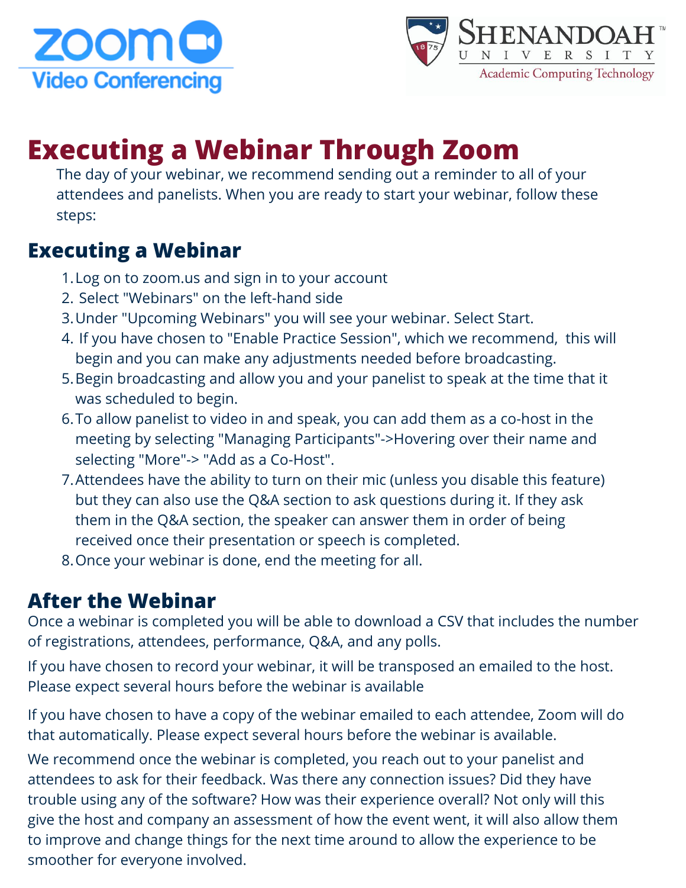# Executing a Webinar Through Zoom

The day of your webinar, we recommend sending out a reminder to all of your attendees and panelists. When you are ready to start your webinar, follow these steps:

## Executing a Webinar

1. Log on to zoom.us and sign in to your account
2. Select "Webinars" on the left-hand side
3. Under "Upcoming Webinars" you will see your webinar. Select Start.
4. If you have chosen to "Enable Practice Session", which we recommend, this will begin and you can make any adjustments needed before broadcasting.
5. Begin broadcasting and allow you and your panelist to speak at the time that it was scheduled to begin.
6. To allow panelist to video in and speak, you can add them as a co-host in the meeting by selecting "Managing Participants"->Hovering over their name and selecting "More"-> "Add as a Co-Host".
7. Attendees have the ability to turn on their mic (unless you disable this feature) but they can also use the Q&A section to ask questions during it. If they ask them in the Q&A section, the speaker can answer them in order of being received once their presentation or speech is completed.
8. Once your webinar is done, end the meeting for all.

## After the Webinar

Once a webinar is completed you will be able to download a CSV that includes the number of registrations, attendees, performance, Q&A, and any polls.

If you have chosen to record your webinar, it will be transposed an emailed to the host. Please expect several hours before the webinar is available

If you have chosen to have a copy of the webinar emailed to each attendee, Zoom will do that automatically. Please expect several hours before the webinar is available.

We recommend once the webinar is completed, you reach out to your panelist and attendees to ask for their feedback. Was there any connection issues? Did they have trouble using any of the software? How was their experience overall? Not only will this give the host and company an assessment of how the event went, it will also allow them to improve and change things for the next time around to allow the experience to be smoother for everyone involved.